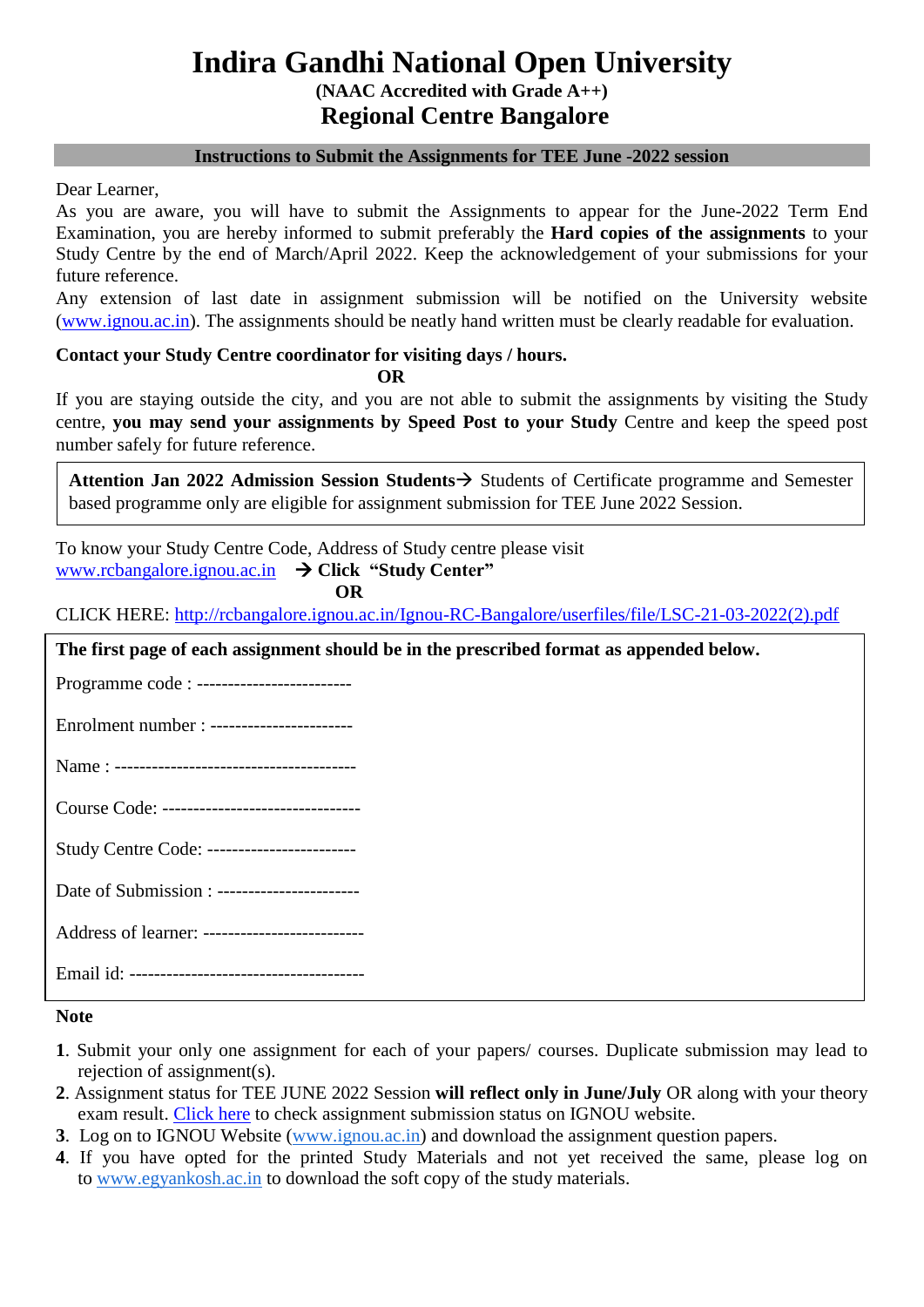# Indira Gandhi National Open University

**(NAAC Accredited with Grade A++)**

## Regional Centre Bangalore

**Instructions to Submit the Assignments for TEE June -2022 session**

Dear Learner,

As you are aware, you will have to submit the Assignments to appear for the June-2022 Term End Examination, you are hereby informed to submit preferably the **Hard copies of the assignments** to your Study Centre by the end of March/April 2022. Keep the acknowledgement of your submissions for your future reference.

Any extension of last date in assignment submission will be notified on the University website (www.ignou.ac.in). The assignments should be neatly hand written must be clearly readable for evaluation.

**Contact your Study Centre coordinator for visiting days / hours.**

**OR**

If you are staying outside the city, and you are not able to submit the assignments by visiting the Study centre, **you may send your assignments by Speed Post to your Study** Centre and keep the speed post number safely for future reference.

> **Attention Jan 2022 Admission Session Students**→ Students of Certificate programme and Semester based programme only are eligible for assignment submission for TEE June 2022 Session.

To know your Study Centre Code, Address of Study centre please visit www.rcbangalore.ignou.ac.in → **Click "Study Center"**

**OR**

CLICK HERE: http://rcbangalore.ignou.ac.in/Ignou-RC-Bangalore/userfiles/file/LSC-21-03-2022(2).pdf

**The first page of each assignment should be in the prescribed format as appended below.**

Programme code : ------------------------

Enrolment number : ----------------------

Name : ---------------------------------------

Course Code: --------------------------------

Study Centre Code: ------------------------

Date of Submission : ----------------------

Address of learner: --------------------------

Email id: --------------------------------------

**Note**

1. Submit your only one assignment for each of your papers/ courses. Duplicate submission may lead to rejection of assignment(s).
2. Assignment status for TEE JUNE 2022 Session **will reflect only in June/July** OR along with your theory exam result. Click here to check assignment submission status on IGNOU website.
3. Log on to IGNOU Website (www.ignou.ac.in) and download the assignment question papers.
4. If you have opted for the printed Study Materials and not yet received the same, please log on to www.egyankosh.ac.in to download the soft copy of the study materials.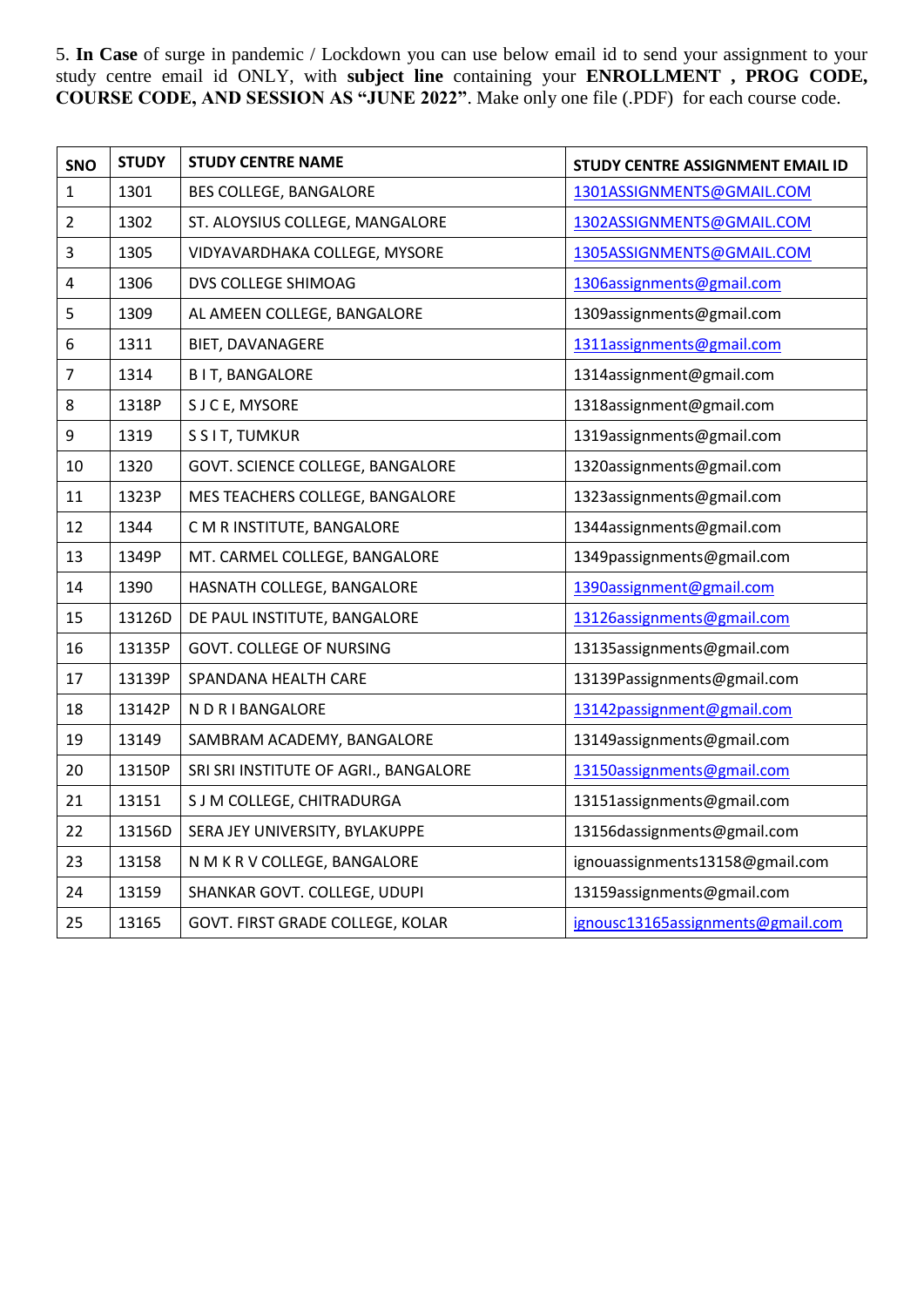5. **In Case** of surge in pandemic / Lockdown you can use below email id to send your assignment to your study centre email id ONLY, with **subject line** containing your **ENROLLMENT , PROG CODE, COURSE CODE, AND SESSION AS "JUNE 2022"**. Make only one file (.PDF) for each course code.

| SNO | STUDY | STUDY CENTRE NAME | STUDY CENTRE ASSIGNMENT EMAIL ID |
|---|---|---|---|
| 1 | 1301 | BES COLLEGE, BANGALORE | 1301ASSIGNMENTS@GMAIL.COM |
| 2 | 1302 | ST. ALOYSIUS COLLEGE, MANGALORE | 1302ASSIGNMENTS@GMAIL.COM |
| 3 | 1305 | VIDYAVARDHAKA COLLEGE, MYSORE | 1305ASSIGNMENTS@GMAIL.COM |
| 4 | 1306 | DVS COLLEGE SHIMOAG | 1306assignments@gmail.com |
| 5 | 1309 | AL AMEEN COLLEGE, BANGALORE | 1309assignments@gmail.com |
| 6 | 1311 | BIET, DAVANAGERE | 1311assignments@gmail.com |
| 7 | 1314 | B I T, BANGALORE | 1314assignment@gmail.com |
| 8 | 1318P | S J C E, MYSORE | 1318assignment@gmail.com |
| 9 | 1319 | S S I T, TUMKUR | 1319assignments@gmail.com |
| 10 | 1320 | GOVT. SCIENCE COLLEGE, BANGALORE | 1320assignments@gmail.com |
| 11 | 1323P | MES TEACHERS COLLEGE, BANGALORE | 1323assignments@gmail.com |
| 12 | 1344 | C M R INSTITUTE, BANGALORE | 1344assignments@gmail.com |
| 13 | 1349P | MT. CARMEL COLLEGE, BANGALORE | 1349passignments@gmail.com |
| 14 | 1390 | HASNATH COLLEGE, BANGALORE | 1390assignment@gmail.com |
| 15 | 13126D | DE PAUL INSTITUTE, BANGALORE | 13126assignments@gmail.com |
| 16 | 13135P | GOVT. COLLEGE OF NURSING | 13135assignments@gmail.com |
| 17 | 13139P | SPANDANA HEALTH CARE | 13139Passignments@gmail.com |
| 18 | 13142P | N D R I BANGALORE | 13142passignment@gmail.com |
| 19 | 13149 | SAMBRAM ACADEMY, BANGALORE | 13149assignments@gmail.com |
| 20 | 13150P | SRI SRI INSTITUTE OF AGRI., BANGALORE | 13150assignments@gmail.com |
| 21 | 13151 | S J M COLLEGE, CHITRADURGA | 13151assignments@gmail.com |
| 22 | 13156D | SERA JEY UNIVERSITY, BYLAKUPPE | 13156dassignments@gmail.com |
| 23 | 13158 | N M K R V COLLEGE, BANGALORE | ignouassignments13158@gmail.com |
| 24 | 13159 | SHANKAR GOVT. COLLEGE, UDUPI | 13159assignments@gmail.com |
| 25 | 13165 | GOVT. FIRST GRADE COLLEGE, KOLAR | ignousc13165assignments@gmail.com |